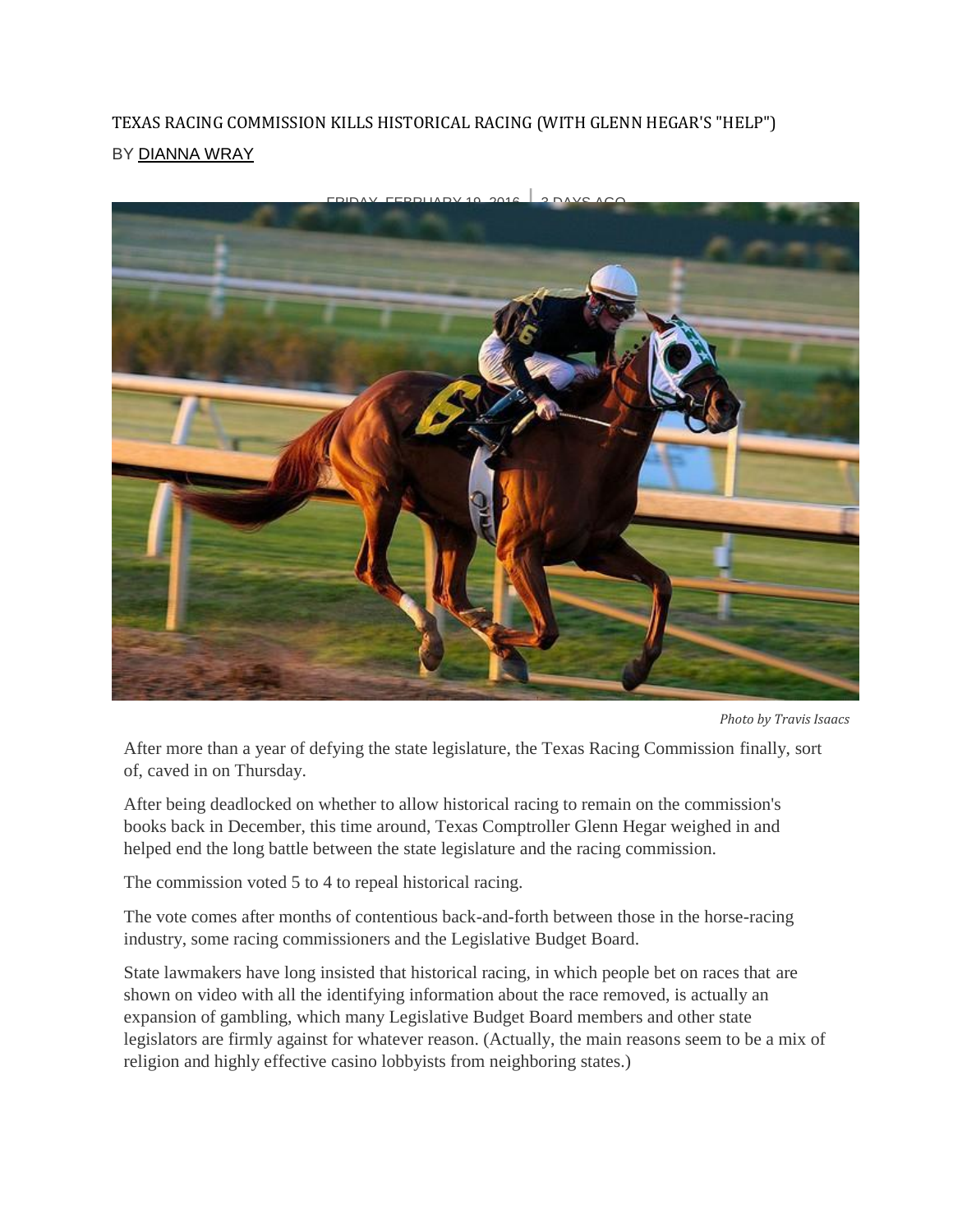# TEXAS RACING COMMISSION KILLS HISTORICAL RACING (WITH GLENN HEGAR'S "HELP")

BY DIANNA WRAY

FRIDAY, FEBRUARY 19, 2016 | 3 DAYS AGO

*Photo by Travis Isaacs*

After more than a year of defying the state legislature, the Texas Racing Commission finally, sort of, caved in on Thursday.

After being deadlocked on whether to allow historical racing to remain on the commission's books back in December, this time around, Texas Comptroller Glenn Hegar weighed in and helped end the long battle between the state legislature and the racing commission.

The commission voted 5 to 4 to repeal historical racing.

The vote comes after months of contentious back-and-forth between those in the horse-racing industry, some racing commissioners and the Legislative Budget Board.

State lawmakers have long insisted that historical racing, in which people bet on races that are shown on video with all the identifying information about the race removed, is actually an expansion of gambling, which many Legislative Budget Board members and other state legislators are firmly against for whatever reason. (Actually, the main reasons seem to be a mix of religion and highly effective casino lobbyists from neighboring states.)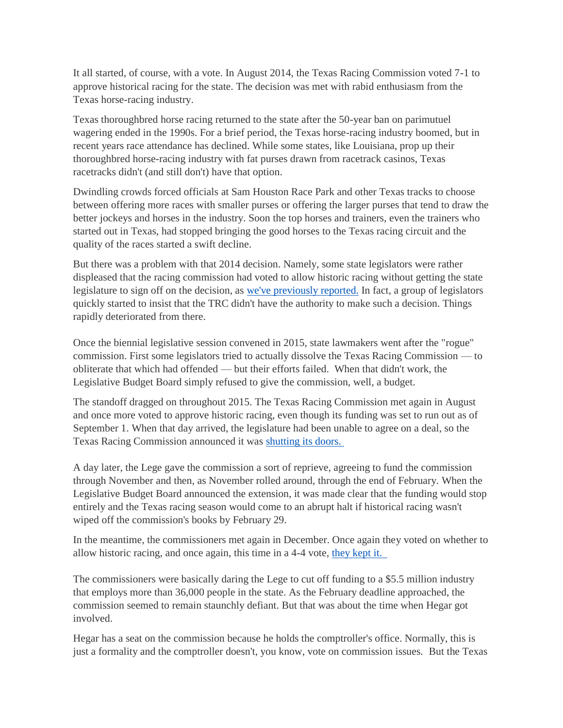It all started, of course, with a vote. In August 2014, the Texas Racing Commission voted 7-1 to approve historical racing for the state. The decision was met with rabid enthusiasm from the Texas horse-racing industry.

Texas thoroughbred horse racing returned to the state after the 50-year ban on parimutuel wagering ended in the 1990s. For a brief period, the Texas horse-racing industry boomed, but in recent years race attendance has declined. While some states, like Louisiana, prop up their thoroughbred horse-racing industry with fat purses drawn from racetrack casinos, Texas racetracks didn't (and still don't) have that option.

Dwindling crowds forced officials at Sam Houston Race Park and other Texas tracks to choose between offering more races with smaller purses or offering the larger purses that tend to draw the better jockeys and horses in the industry. Soon the top horses and trainers, even the trainers who started out in Texas, had stopped bringing the good horses to the Texas racing circuit and the quality of the races started a swift decline.

But there was a problem with that 2014 decision. Namely, some state legislators were rather displeased that the racing commission had voted to allow historic racing without getting the state legislature to sign off on the decision, as [we've previously reported.]() In fact, a group of legislators quickly started to insist that the TRC didn't have the authority to make such a decision. Things rapidly deteriorated from there.

Once the biennial legislative session convened in 2015, state lawmakers went after the "rogue" commission. First some legislators tried to actually dissolve the Texas Racing Commission — to obliterate that which had offended — but their efforts failed. When that didn't work, the Legislative Budget Board simply refused to give the commission, well, a budget.

The standoff dragged on throughout 2015. The Texas Racing Commission met again in August and once more voted to approve historic racing, even though its funding was set to run out as of September 1. When that day arrived, the legislature had been unable to agree on a deal, so the Texas Racing Commission announced it was [shutting its doors.]()

A day later, the Lege gave the commission a sort of reprieve, agreeing to fund the commission through November and then, as November rolled around, through the end of February. When the Legislative Budget Board announced the extension, it was made clear that the funding would stop entirely and the Texas racing season would come to an abrupt halt if historical racing wasn't wiped off the commission's books by February 29.

In the meantime, the commissioners met again in December. Once again they voted on whether to allow historic racing, and once again, this time in a 4-4 vote, [they kept it.]()

The commissioners were basically daring the Lege to cut off funding to a $5.5 million industry that employs more than 36,000 people in the state. As the February deadline approached, the commission seemed to remain staunchly defiant. But that was about the time when Hegar got involved.

Hegar has a seat on the commission because he holds the comptroller's office. Normally, this is just a formality and the comptroller doesn't, you know, vote on commission issues. But the Texas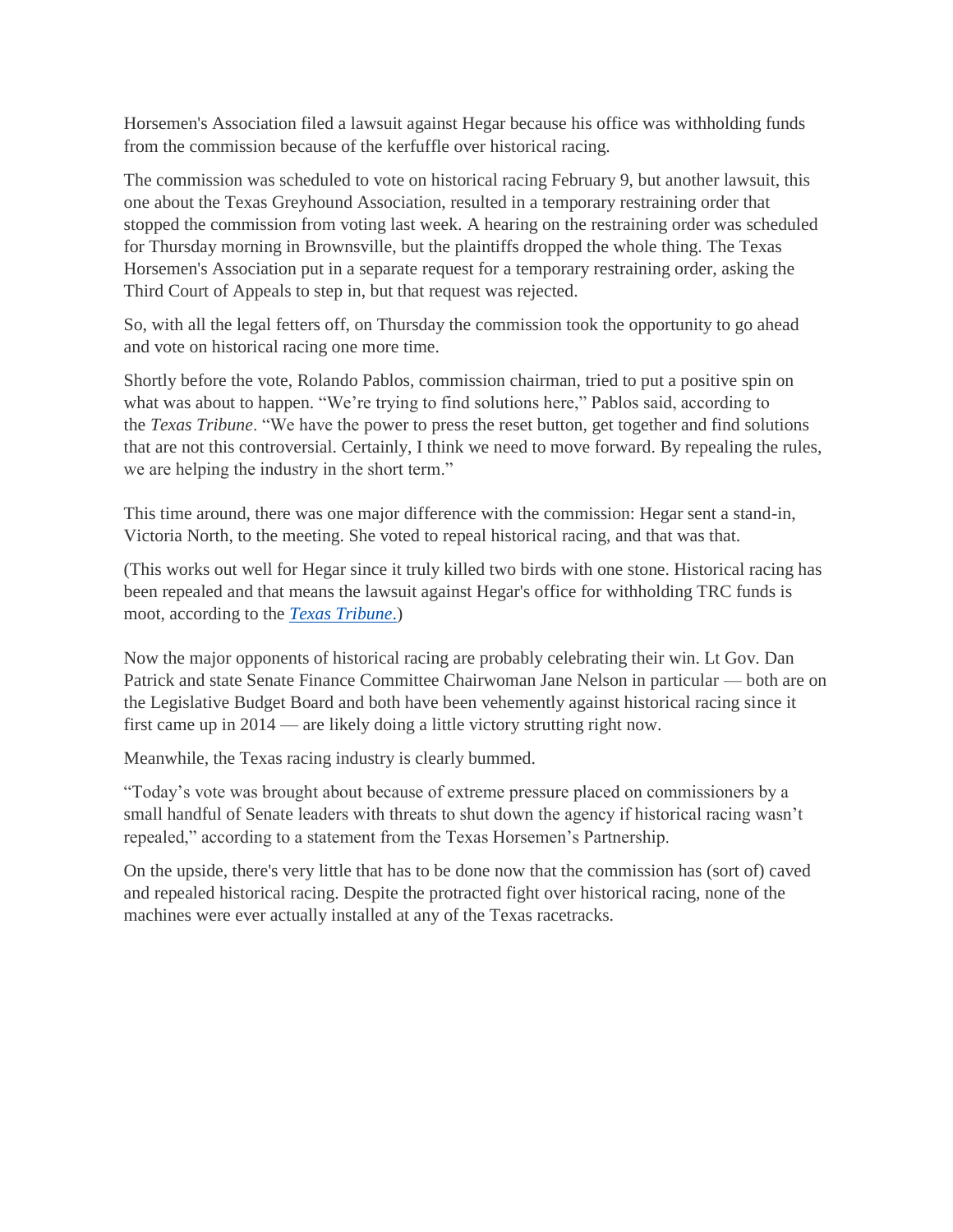Horsemen's Association filed a lawsuit against Hegar because his office was withholding funds from the commission because of the kerfuffle over historical racing.

The commission was scheduled to vote on historical racing February 9, but another lawsuit, this one about the Texas Greyhound Association, resulted in a temporary restraining order that stopped the commission from voting last week. A hearing on the restraining order was scheduled for Thursday morning in Brownsville, but the plaintiffs dropped the whole thing. The Texas Horsemen's Association put in a separate request for a temporary restraining order, asking the Third Court of Appeals to step in, but that request was rejected.

So, with all the legal fetters off, on Thursday the commission took the opportunity to go ahead and vote on historical racing one more time.

Shortly before the vote, Rolando Pablos, commission chairman, tried to put a positive spin on what was about to happen. "We're trying to find solutions here," Pablos said, according to the *Texas Tribune*. "We have the power to press the reset button, get together and find solutions that are not this controversial. Certainly, I think we need to move forward. By repealing the rules, we are helping the industry in the short term."

This time around, there was one major difference with the commission: Hegar sent a stand-in, Victoria North, to the meeting. She voted to repeal historical racing, and that was that.

(This works out well for Hegar since it truly killed two birds with one stone. Historical racing has been repealed and that means the lawsuit against Hegar's office for withholding TRC funds is moot, according to the [*Texas Tribune*](#).)

Now the major opponents of historical racing are probably celebrating their win. Lt Gov. Dan Patrick and state Senate Finance Committee Chairwoman Jane Nelson in particular — both are on the Legislative Budget Board and both have been vehemently against historical racing since it first came up in 2014 — are likely doing a little victory strutting right now.

Meanwhile, the Texas racing industry is clearly bummed.

"Today's vote was brought about because of extreme pressure placed on commissioners by a small handful of Senate leaders with threats to shut down the agency if historical racing wasn't repealed," according to a statement from the Texas Horsemen's Partnership.

On the upside, there's very little that has to be done now that the commission has (sort of) caved and repealed historical racing. Despite the protracted fight over historical racing, none of the machines were ever actually installed at any of the Texas racetracks.